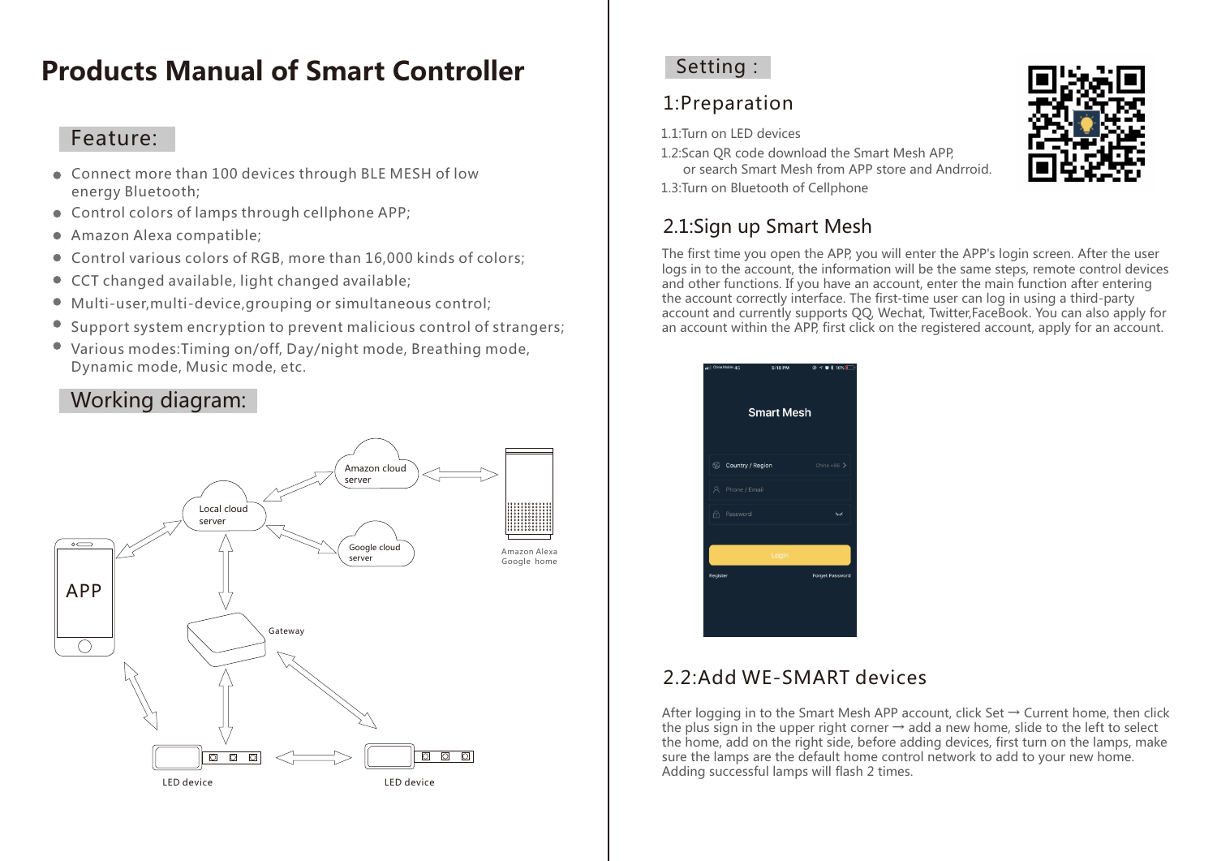# Products Manual of Smart Controller

## Feature:

- Connect more than 100 devices through BLE MESH of low energy Bluetooth;
- Control colors of lamps through cellphone APP;
- Amazon Alexa compatible;
- Control various colors of RGB, more than 16,000 kinds of colors;
- CCT changed available, light changed available;
- Multi-user,multi-device,grouping or simultaneous control;
- Support system encryption to prevent malicious control of strangers;
- Various modes:Timing on/off, Day/night mode, Breathing mode, Dynamic mode, Music mode, etc.

## Working diagram:

Amazon cloud server

Local cloud server

Google cloud server

Amazon Alexa
Google home

APP

Gateway

LED device

LED device

## Setting :

### 1:Preparation

1.1:Turn on LED devices

1.2:Scan QR code download the Smart Mesh APP, or search Smart Mesh from APP store and Andrroid.

1.3:Turn on Bluetooth of Cellphone

### 2.1:Sign up Smart Mesh

The first time you open the APP, you will enter the APP's login screen. After the user logs in to the account, the information will be the same steps, remote control devices and other functions. If you have an account, enter the main function after entering the account correctly interface. The first-time user can log in using a third-party account and currently supports QQ, Wechat, Twitter,FaceBook. You can also apply for an account within the APP, first click on the registered account, apply for an account.

Smart Mesh

Country / Region China +86

Phone / Email

Password

Login

Register Forget Password

### 2.2:Add WE-SMART devices

After logging in to the Smart Mesh APP account, click Set → Current home, then click the plus sign in the upper right corner → add a new home, slide to the left to select the home, add on the right side, before adding devices, first turn on the lamps, make sure the lamps are the default home control network to add to your new home. Adding successful lamps will flash 2 times.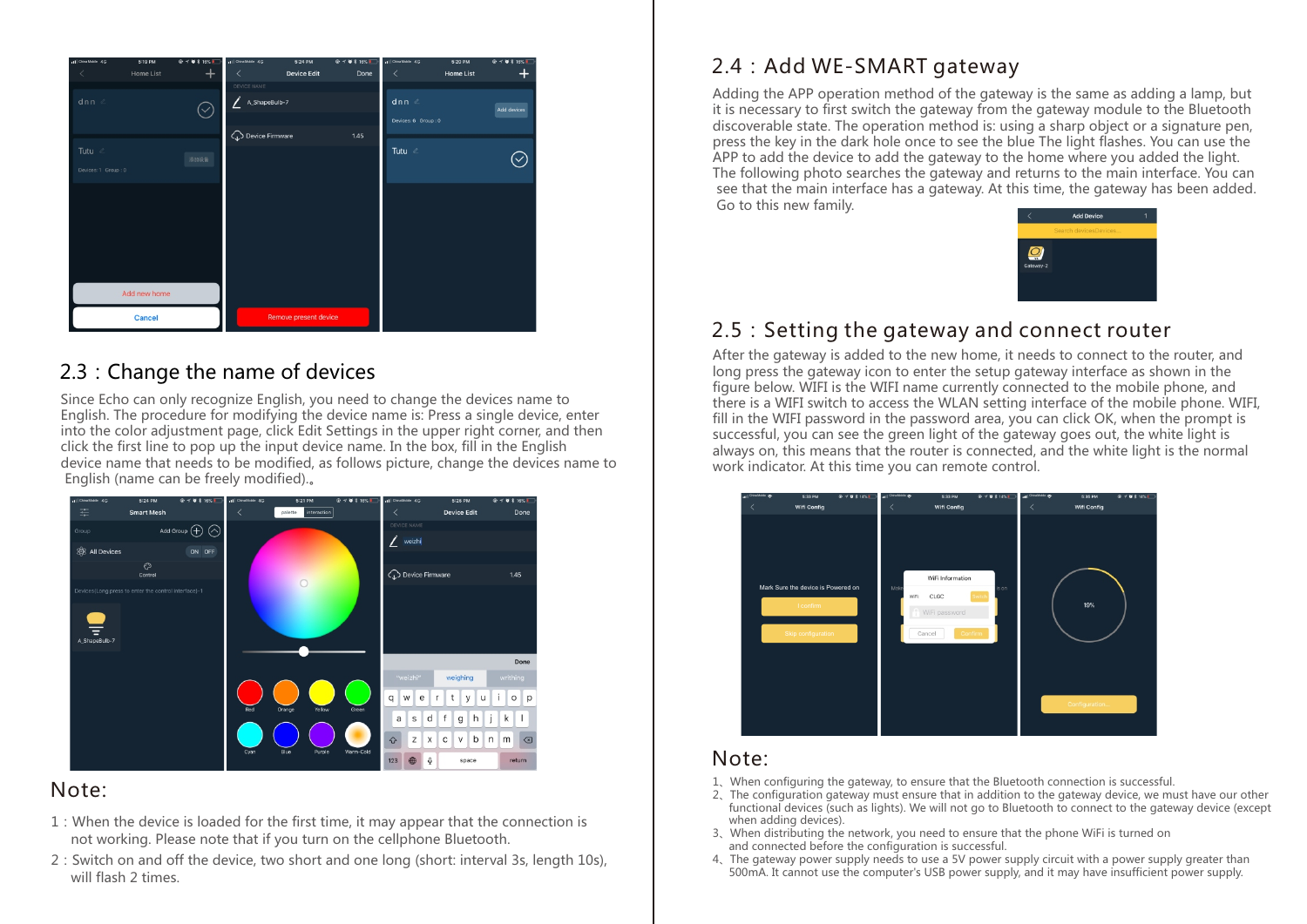## 2.3：Change the name of devices

Since Echo can only recognize English, you need to change the devices name to English. The procedure for modifying the device name is: Press a single device, enter into the color adjustment page, click Edit Settings in the upper right corner, and then click the first line to pop up the input device name. In the box, fill in the English device name that needs to be modified, as follows picture, change the devices name to English (name can be freely modified).。

## Note:

1：When the device is loaded for the first time, it may appear that the connection is not working. Please note that if you turn on the cellphone Bluetooth.

2：Switch on and off the device, two short and one long (short: interval 3s, length 10s), will flash 2 times.

## 2.4：Add WE-SMART gateway

Adding the APP operation method of the gateway is the same as adding a lamp, but it is necessary to first switch the gateway from the gateway module to the Bluetooth discoverable state. The operation method is: using a sharp object or a signature pen, press the key in the dark hole once to see the blue The light flashes. You can use the APP to add the device to add the gateway to the home where you added the light. The following photo searches the gateway and returns to the main interface. You can see that the main interface has a gateway. At this time, the gateway has been added. Go to this new family.

## 2.5：Setting the gateway and connect router

After the gateway is added to the new home, it needs to connect to the router, and long press the gateway icon to enter the setup gateway interface as shown in the figure below. WIFI is the WIFI name currently connected to the mobile phone, and there is a WIFI switch to access the WLAN setting interface of the mobile phone. WIFI, fill in the WIFI password in the password area, you can click OK, when the prompt is successful, you can see the green light of the gateway goes out, the white light is always on, this means that the router is connected, and the white light is the normal work indicator. At this time you can remote control.

## Note:

1、When configuring the gateway, to ensure that the Bluetooth connection is successful.
2、The configuration gateway must ensure that in addition to the gateway device, we must have our other functional devices (such as lights). We will not go to Bluetooth to connect to the gateway device (except when adding devices).
3、When distributing the network, you need to ensure that the phone WiFi is turned on and connected before the configuration is successful.
4、The gateway power supply needs to use a 5V power supply circuit with a power supply greater than 500mA. It cannot use the computer's USB power supply, and it may have insufficient power supply.